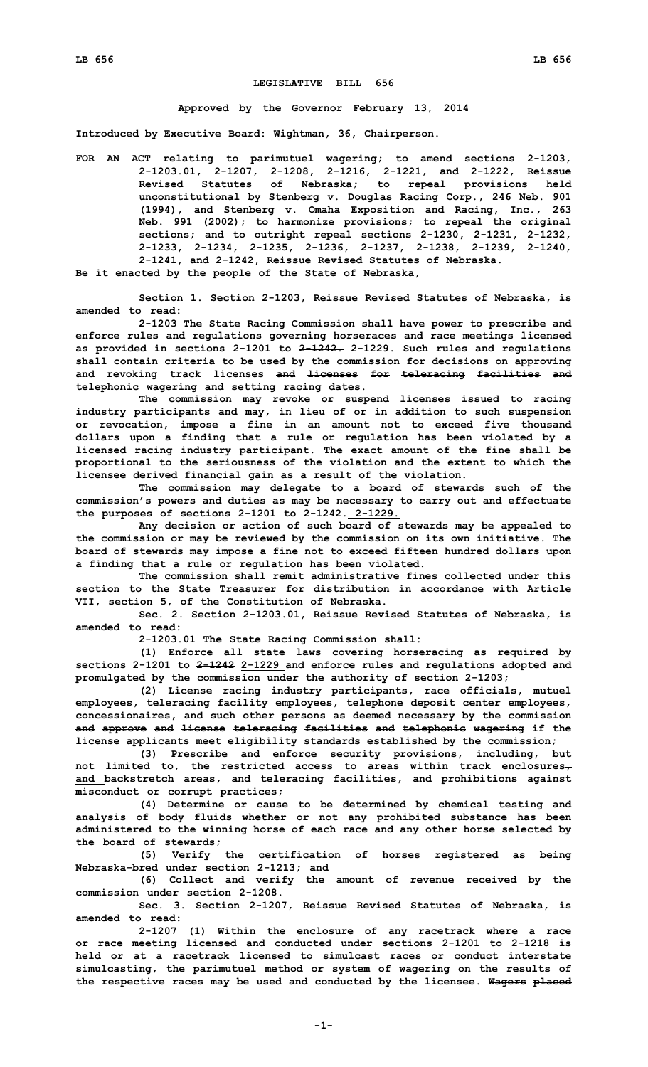# LEGISLATIVE BILL 656

**Approved by the Governor February 13, 2014**

**Introduced by Executive Board: Wightman, 36, Chairperson.**

**FOR AN ACT relating to parimutuel wagering; to amend sections 2-1203, 2-1203.01, 2-1207, 2-1208, 2-1216, 2-1221, and 2-1222, Reissue Revised Statutes of Nebraska; to repeal provisions held unconstitutional by Stenberg v. Douglas Racing Corp., 246 Neb. 901 (1994), and Stenberg v. Omaha Exposition and Racing, Inc., 263 Neb. 991 (2002); to harmonize provisions; to repeal the original sections; and to outright repeal sections 2-1230, 2-1231, 2-1232, 2-1233, 2-1234, 2-1235, 2-1236, 2-1237, 2-1238, 2-1239, 2-1240, 2-1241, and 2-1242, Reissue Revised Statutes of Nebraska.**

**Be it enacted by the people of the State of Nebraska,**

**Section 1. Section 2-1203, Reissue Revised Statutes of Nebraska, is amended to read:**

**2-1203 The State Racing Commission shall have power to prescribe and enforce rules and regulations governing horseraces and race meetings licensed as provided in sections 2-1201 to ~~2-1242.~~ <u>2-1229.</u> Such rules and regulations shall contain criteria to be used by the commission for decisions on approving and revoking track licenses ~~and licenses for teleracing facilities and telephonic wagering~~ and setting racing dates.**

**The commission may revoke or suspend licenses issued to racing industry participants and may, in lieu of or in addition to such suspension or revocation, impose a fine in an amount not to exceed five thousand dollars upon a finding that a rule or regulation has been violated by a licensed racing industry participant. The exact amount of the fine shall be proportional to the seriousness of the violation and the extent to which the licensee derived financial gain as a result of the violation.**

**The commission may delegate to a board of stewards such of the commission's powers and duties as may be necessary to carry out and effectuate the purposes of sections 2-1201 to ~~2-1242.~~ <u>2-1229.</u>**

**Any decision or action of such board of stewards may be appealed to the commission or may be reviewed by the commission on its own initiative. The board of stewards may impose a fine not to exceed fifteen hundred dollars upon a finding that a rule or regulation has been violated.**

**The commission shall remit administrative fines collected under this section to the State Treasurer for distribution in accordance with Article VII, section 5, of the Constitution of Nebraska.**

**Sec. 2. Section 2-1203.01, Reissue Revised Statutes of Nebraska, is amended to read:**

**2-1203.01 The State Racing Commission shall:**

**(1) Enforce all state laws covering horseracing as required by sections 2-1201 to ~~2-1242~~ <u>2-1229</u> and enforce rules and regulations adopted and promulgated by the commission under the authority of section 2-1203;**

**(2) License racing industry participants, race officials, mutuel employees, ~~teleracing facility employees, telephone deposit center employees,~~ concessionaires, and such other persons as deemed necessary by the commission ~~and approve and license teleracing facilities and telephonic wagering~~ if the license applicants meet eligibility standards established by the commission;**

**(3) Prescribe and enforce security provisions, including, but not limited to, the restricted access to areas within track enclosures~~,~~ <u>and</u> backstretch areas, ~~and teleracing facilities,~~ and prohibitions against misconduct or corrupt practices;**

**(4) Determine or cause to be determined by chemical testing and analysis of body fluids whether or not any prohibited substance has been administered to the winning horse of each race and any other horse selected by the board of stewards;**

**(5) Verify the certification of horses registered as being Nebraska-bred under section 2-1213; and**

**(6) Collect and verify the amount of revenue received by the commission under section 2-1208.**

**Sec. 3. Section 2-1207, Reissue Revised Statutes of Nebraska, is amended to read:**

**2-1207 (1) Within the enclosure of any racetrack where a race or race meeting licensed and conducted under sections 2-1201 to 2-1218 is held or at a racetrack licensed to simulcast races or conduct interstate simulcasting, the parimutuel method or system of wagering on the results of the respective races may be used and conducted by the licensee. ~~Wagers placed~~**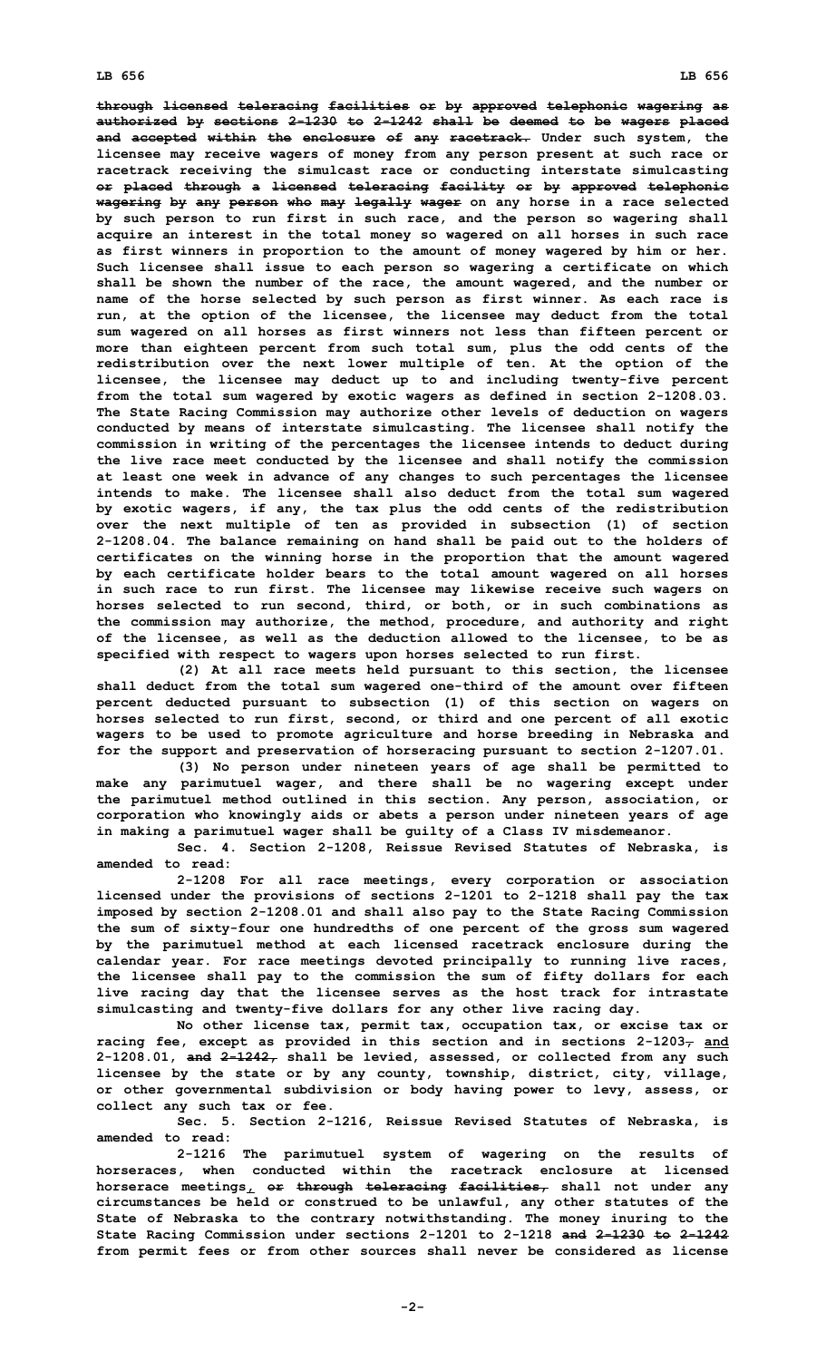~~through licensed teleracing facilities or by approved telephonic wagering as authorized by sections 2-1230 to 2-1242 shall be deemed to be wagers placed and accepted within the enclosure of any racetrack.~~ Under such system, the licensee may receive wagers of money from any person present at such race or racetrack receiving the simulcast race or conducting interstate simulcasting ~~or placed through a licensed teleracing facility or by approved telephonic wagering by any person who may legally wager~~ on any horse in a race selected by such person to run first in such race, and the person so wagering shall acquire an interest in the total money so wagered on all horses in such race as first winners in proportion to the amount of money wagered by him or her. Such licensee shall issue to each person so wagering a certificate on which shall be shown the number of the race, the amount wagered, and the number or name of the horse selected by such person as first winner. As each race is run, at the option of the licensee, the licensee may deduct from the total sum wagered on all horses as first winners not less than fifteen percent or more than eighteen percent from such total sum, plus the odd cents of the redistribution over the next lower multiple of ten. At the option of the licensee, the licensee may deduct up to and including twenty-five percent from the total sum wagered by exotic wagers as defined in section 2-1208.03. The State Racing Commission may authorize other levels of deduction on wagers conducted by means of interstate simulcasting. The licensee shall notify the commission in writing of the percentages the licensee intends to deduct during the live race meet conducted by the licensee and shall notify the commission at least one week in advance of any changes to such percentages the licensee intends to make. The licensee shall also deduct from the total sum wagered by exotic wagers, if any, the tax plus the odd cents of the redistribution over the next multiple of ten as provided in subsection (1) of section 2-1208.04. The balance remaining on hand shall be paid out to the holders of certificates on the winning horse in the proportion that the amount wagered by each certificate holder bears to the total amount wagered on all horses in such race to run first. The licensee may likewise receive such wagers on horses selected to run second, third, or both, or in such combinations as the commission may authorize, the method, procedure, and authority and right of the licensee, as well as the deduction allowed to the licensee, to be as specified with respect to wagers upon horses selected to run first.

(2) At all race meets held pursuant to this section, the licensee shall deduct from the total sum wagered one-third of the amount over fifteen percent deducted pursuant to subsection (1) of this section on wagers on horses selected to run first, second, or third and one percent of all exotic wagers to be used to promote agriculture and horse breeding in Nebraska and for the support and preservation of horseracing pursuant to section 2-1207.01.

(3) No person under nineteen years of age shall be permitted to make any parimutuel wager, and there shall be no wagering except under the parimutuel method outlined in this section. Any person, association, or corporation who knowingly aids or abets a person under nineteen years of age in making a parimutuel wager shall be guilty of a Class IV misdemeanor.

Sec. 4. Section 2-1208, Reissue Revised Statutes of Nebraska, is amended to read:

2-1208 For all race meetings, every corporation or association licensed under the provisions of sections 2-1201 to 2-1218 shall pay the tax imposed by section 2-1208.01 and shall also pay to the State Racing Commission the sum of sixty-four one hundredths of one percent of the gross sum wagered by the parimutuel method at each licensed racetrack enclosure during the calendar year. For race meetings devoted principally to running live races, the licensee shall pay to the commission the sum of fifty dollars for each live racing day that the licensee serves as the host track for intrastate simulcasting and twenty-five dollars for any other live racing day.

No other license tax, permit tax, occupation tax, or excise tax or racing fee, except as provided in this section and in sections 2-1203~~,~~ and 2-1208.01, ~~and 2-1242,~~ shall be levied, assessed, or collected from any such licensee by the state or by any county, township, district, city, village, or other governmental subdivision or body having power to levy, assess, or collect any such tax or fee.

Sec. 5. Section 2-1216, Reissue Revised Statutes of Nebraska, is amended to read:

2-1216 The parimutuel system of wagering on the results of horseraces, when conducted within the racetrack enclosure at licensed horserace meetings~~,~~ ~~or through teleracing facilities,~~ shall not under any circumstances be held or construed to be unlawful, any other statutes of the State of Nebraska to the contrary notwithstanding. The money inuring to the State Racing Commission under sections 2-1201 to 2-1218 ~~and 2-1230 to 2-1242~~ from permit fees or from other sources shall never be considered as license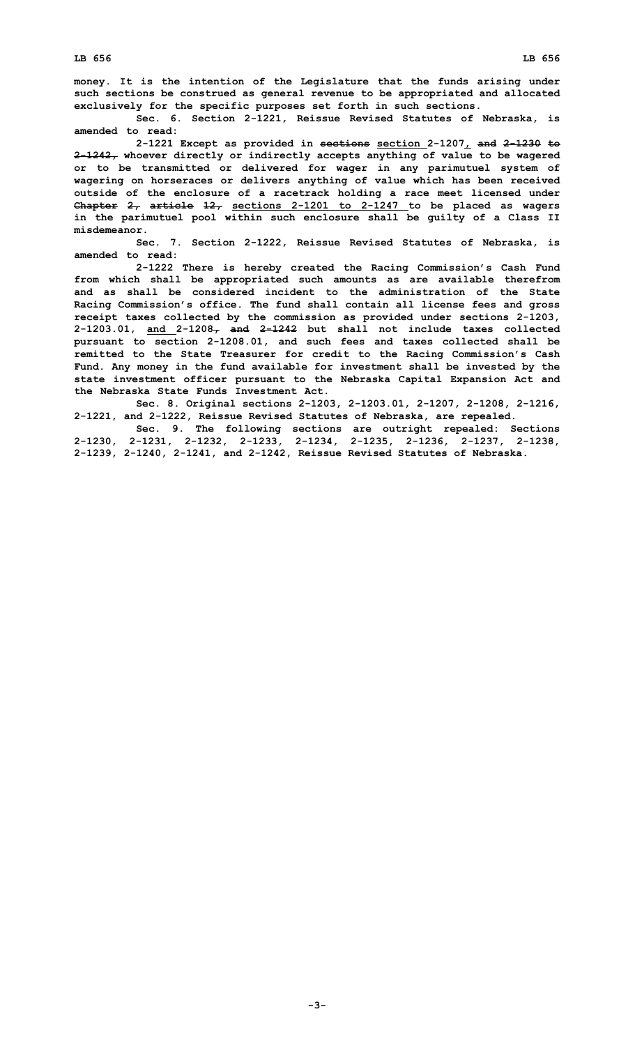money. It is the intention of the Legislature that the funds arising under such sections be construed as general revenue to be appropriated and allocated exclusively for the specific purposes set forth in such sections.

Sec. 6. Section 2-1221, Reissue Revised Statutes of Nebraska, is amended to read:

2-1221 Except as provided in ~~sections~~ <u>section</u> 2-1207<u>,</u> ~~and 2-1230 to 2-1242,~~ whoever directly or indirectly accepts anything of value to be wagered or to be transmitted or delivered for wager in any parimutuel system of wagering on horseraces or delivers anything of value which has been received outside of the enclosure of a racetrack holding a race meet licensed under ~~Chapter 2, article 12,~~ <u>sections 2-1201 to 2-1247</u> to be placed as wagers in the parimutuel pool within such enclosure shall be guilty of a Class II misdemeanor.

Sec. 7. Section 2-1222, Reissue Revised Statutes of Nebraska, is amended to read:

2-1222 There is hereby created the Racing Commission's Cash Fund from which shall be appropriated such amounts as are available therefrom and as shall be considered incident to the administration of the State Racing Commission's office. The fund shall contain all license fees and gross receipt taxes collected by the commission as provided under sections 2-1203, 2-1203.01, <u>and</u> 2-1208~~, and 2-1242~~ but shall not include taxes collected pursuant to section 2-1208.01, and such fees and taxes collected shall be remitted to the State Treasurer for credit to the Racing Commission's Cash Fund. Any money in the fund available for investment shall be invested by the state investment officer pursuant to the Nebraska Capital Expansion Act and the Nebraska State Funds Investment Act.

Sec. 8. Original sections 2-1203, 2-1203.01, 2-1207, 2-1208, 2-1216, 2-1221, and 2-1222, Reissue Revised Statutes of Nebraska, are repealed.

Sec. 9. The following sections are outright repealed: Sections 2-1230, 2-1231, 2-1232, 2-1233, 2-1234, 2-1235, 2-1236, 2-1237, 2-1238, 2-1239, 2-1240, 2-1241, and 2-1242, Reissue Revised Statutes of Nebraska.